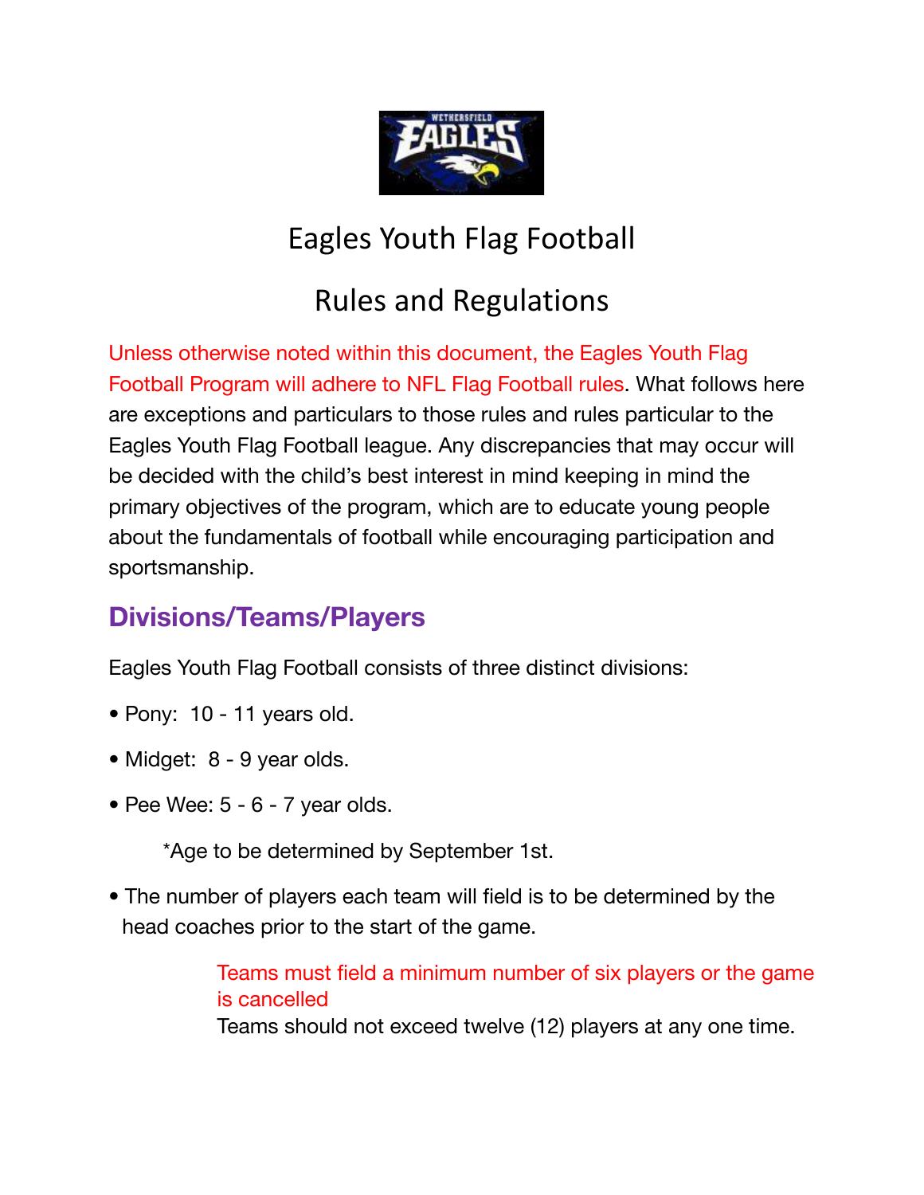# Eagles Youth Flag Football

# Rules and Regulations

Unless otherwise noted within this document, the Eagles Youth Flag Football Program will adhere to NFL Flag Football rules. What follows here are exceptions and particulars to those rules and rules particular to the Eagles Youth Flag Football league. Any discrepancies that may occur will be decided with the child's best interest in mind keeping in mind the primary objectives of the program, which are to educate young people about the fundamentals of football while encouraging participation and sportsmanship.

## Divisions/Teams/Players

Eagles Youth Flag Football consists of three distinct divisions:

- Pony: 10 - 11 years old.
- Midget: 8 - 9 year olds.
- Pee Wee: 5 - 6 - 7 year olds.

  *Age to be determined by September 1st.

- The number of players each team will field is to be determined by the head coaches prior to the start of the game.

  Teams must field a minimum number of six players or the game is cancelled

  Teams should not exceed twelve (12) players at any one time.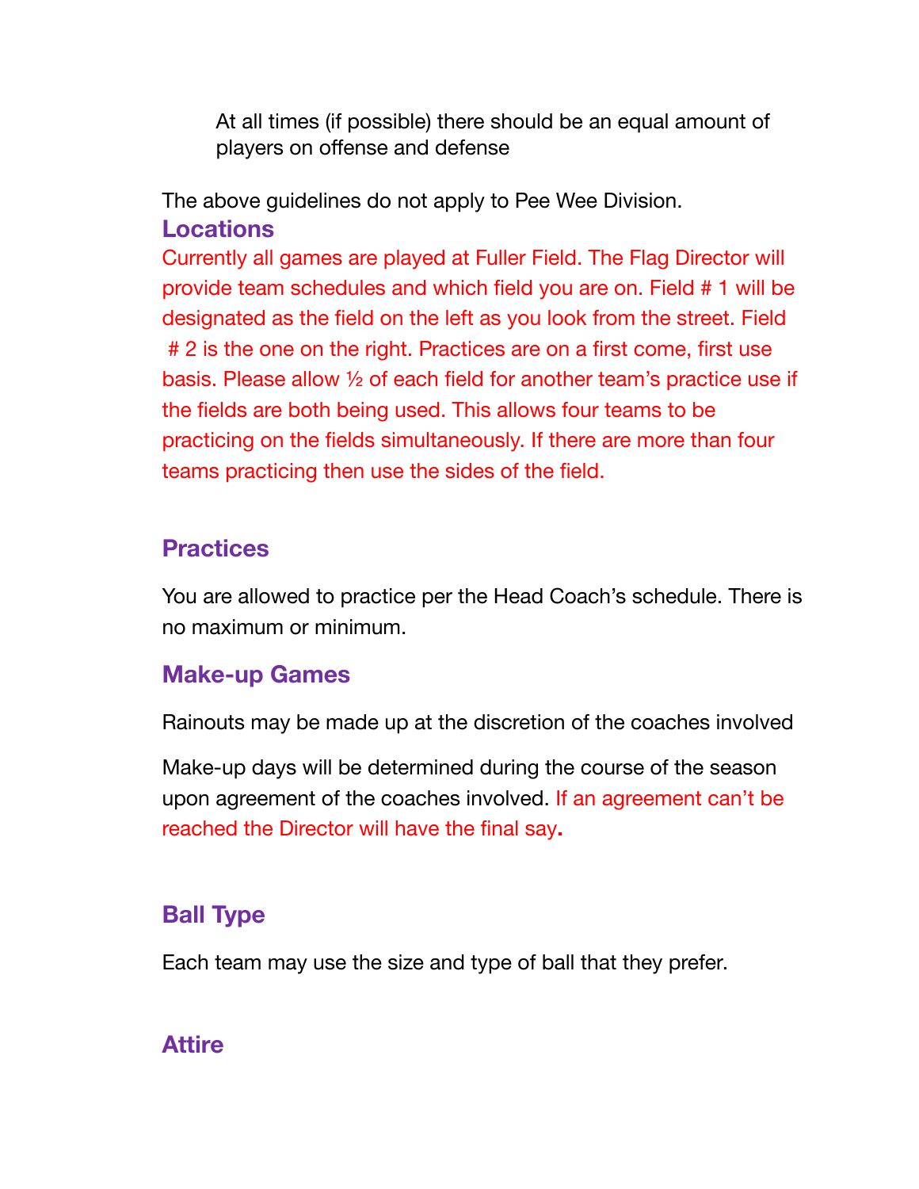At all times (if possible) there should be an equal amount of players on offense and defense

The above guidelines do not apply to Pee Wee Division.

## Locations

Currently all games are played at Fuller Field. The Flag Director will provide team schedules and which field you are on. Field # 1 will be designated as the field on the left as you look from the street. Field # 2 is the one on the right. Practices are on a first come, first use basis. Please allow ½ of each field for another team's practice use if the fields are both being used. This allows four teams to be practicing on the fields simultaneously. If there are more than four teams practicing then use the sides of the field.

## Practices

You are allowed to practice per the Head Coach's schedule. There is no maximum or minimum.

## Make-up Games

Rainouts may be made up at the discretion of the coaches involved

Make-up days will be determined during the course of the season upon agreement of the coaches involved. If an agreement can't be reached the Director will have the final say**.**

## Ball Type

Each team may use the size and type of ball that they prefer.

## Attire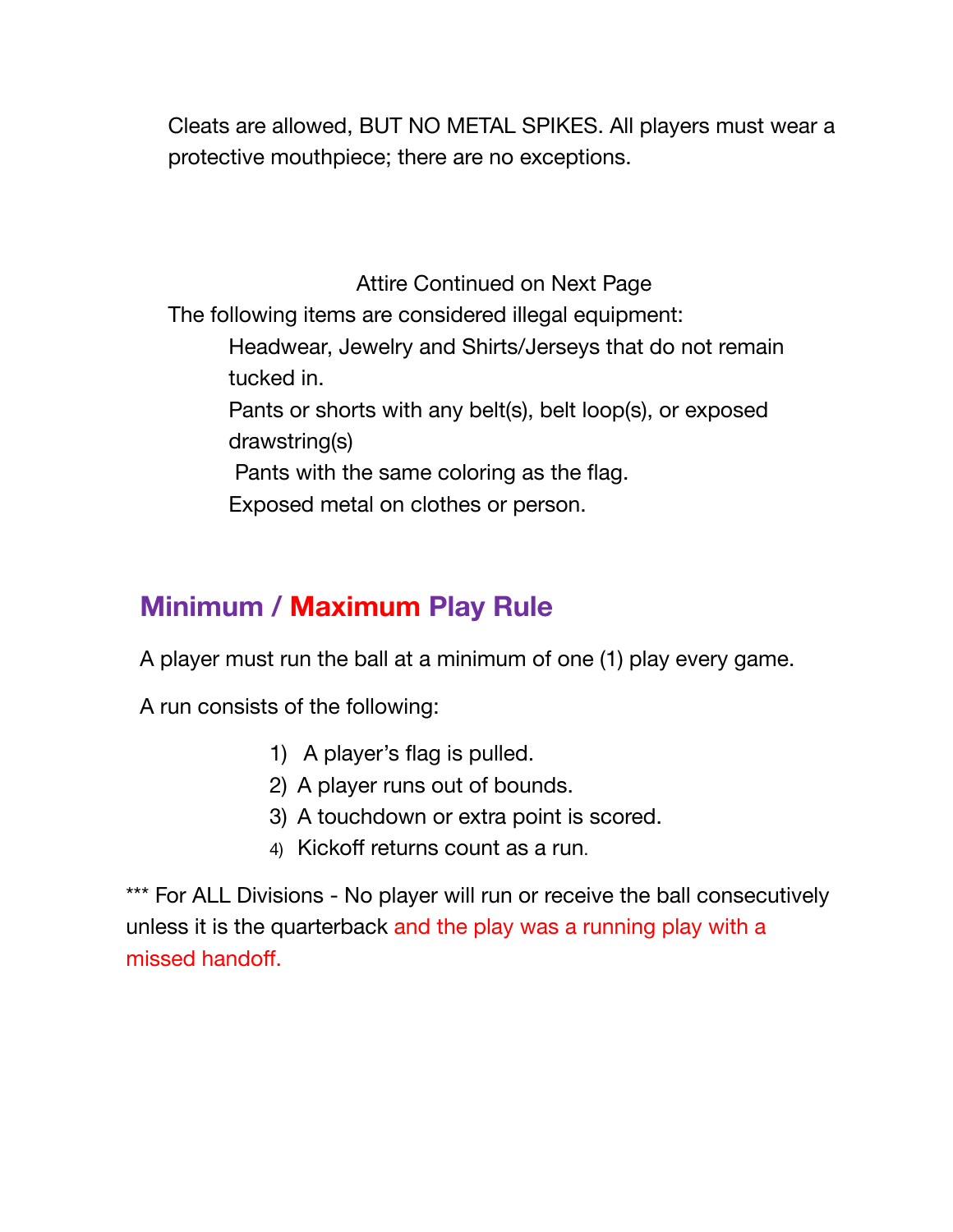Cleats are allowed, BUT NO METAL SPIKES. All players must wear a protective mouthpiece; there are no exceptions.

Attire Continued on Next Page

The following items are considered illegal equipment:

- Headwear, Jewelry and Shirts/Jerseys that do not remain tucked in.
- Pants or shorts with any belt(s), belt loop(s), or exposed drawstring(s)
- Pants with the same coloring as the flag.
- Exposed metal on clothes or person.

## Minimum / Maximum Play Rule

A player must run the ball at a minimum of one (1) play every game.

A run consists of the following:

1) A player's flag is pulled.
2) A player runs out of bounds.
3) A touchdown or extra point is scored.
4) Kickoff returns count as a run.

*** For ALL Divisions - No player will run or receive the ball consecutively unless it is the quarterback and the play was a running play with a missed handoff.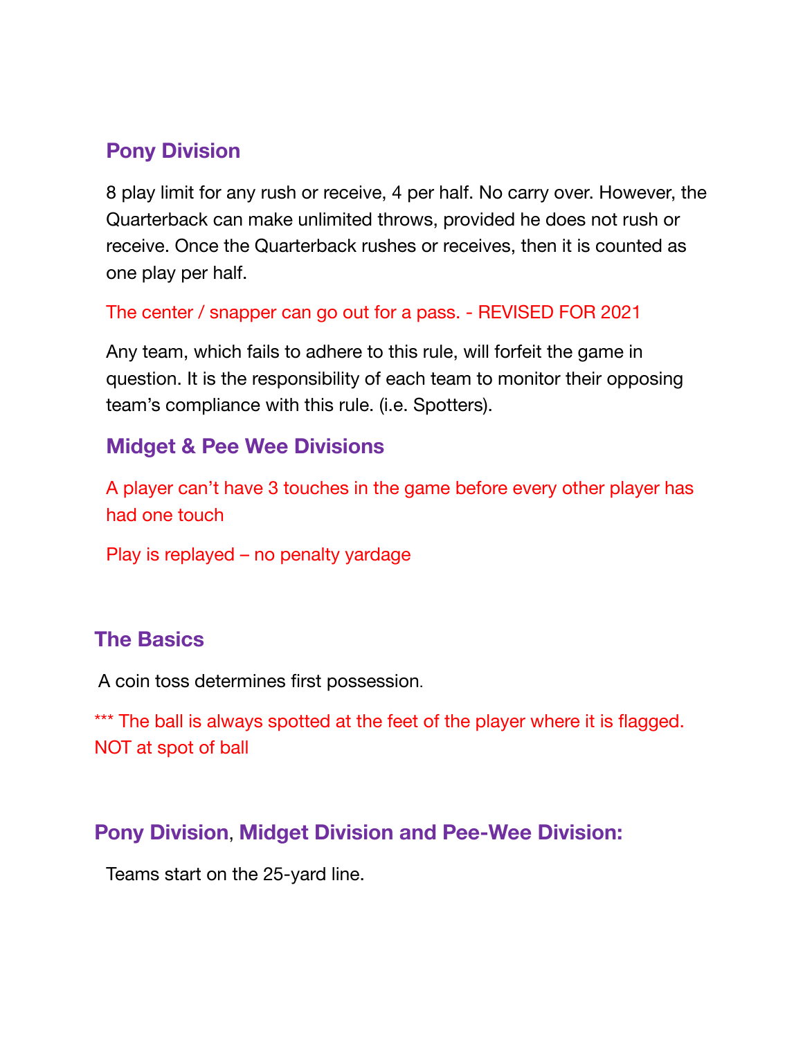## Pony Division

8 play limit for any rush or receive, 4 per half. No carry over. However, the Quarterback can make unlimited throws, provided he does not rush or receive. Once the Quarterback rushes or receives, then it is counted as one play per half.

The center / snapper can go out for a pass. - REVISED FOR 2021

Any team, which fails to adhere to this rule, will forfeit the game in question. It is the responsibility of each team to monitor their opposing team's compliance with this rule. (i.e. Spotters).

## Midget & Pee Wee Divisions

A player can't have 3 touches in the game before every other player has had one touch

Play is replayed – no penalty yardage

## The Basics

A coin toss determines first possession.

*** The ball is always spotted at the feet of the player where it is flagged. NOT at spot of ball

## Pony Division, Midget Division and Pee-Wee Division:

Teams start on the 25-yard line.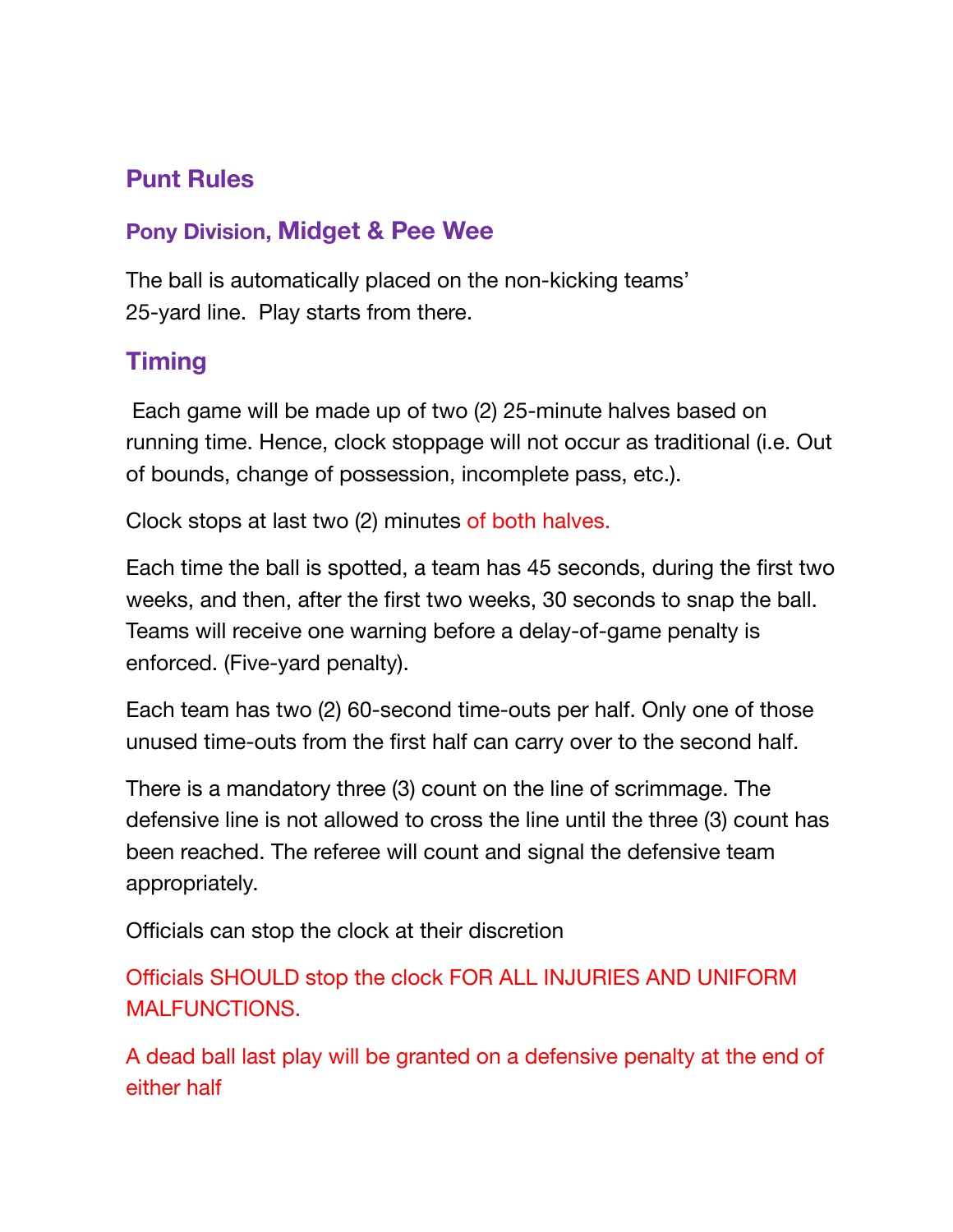## Punt Rules

### Pony Division, Midget & Pee Wee

The ball is automatically placed on the non-kicking teams' 25-yard line. Play starts from there.

## Timing

Each game will be made up of two (2) 25-minute halves based on running time. Hence, clock stoppage will not occur as traditional (i.e. Out of bounds, change of possession, incomplete pass, etc.).

Clock stops at last two (2) minutes of both halves.

Each time the ball is spotted, a team has 45 seconds, during the first two weeks, and then, after the first two weeks, 30 seconds to snap the ball. Teams will receive one warning before a delay-of-game penalty is enforced. (Five-yard penalty).

Each team has two (2) 60-second time-outs per half. Only one of those unused time-outs from the first half can carry over to the second half.

There is a mandatory three (3) count on the line of scrimmage. The defensive line is not allowed to cross the line until the three (3) count has been reached. The referee will count and signal the defensive team appropriately.

Officials can stop the clock at their discretion

Officials SHOULD stop the clock FOR ALL INJURIES AND UNIFORM MALFUNCTIONS.

A dead ball last play will be granted on a defensive penalty at the end of either half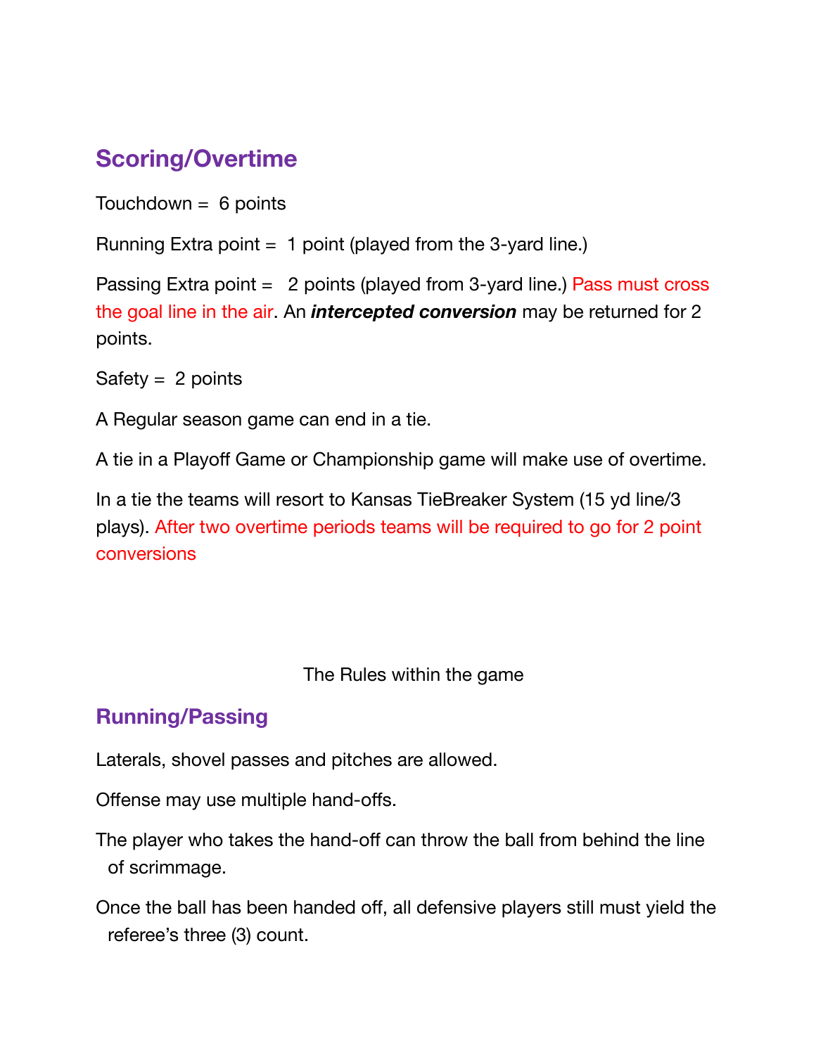## Scoring/Overtime

Touchdown = 6 points

Running Extra point = 1 point (played from the 3-yard line.)

Passing Extra point = 2 points (played from 3-yard line.) Pass must cross the goal line in the air. An ***intercepted conversion*** may be returned for 2 points.

Safety = 2 points

A Regular season game can end in a tie.

A tie in a Playoff Game or Championship game will make use of overtime.

In a tie the teams will resort to Kansas TieBreaker System (15 yd line/3 plays). After two overtime periods teams will be required to go for 2 point conversions

The Rules within the game

## Running/Passing

Laterals, shovel passes and pitches are allowed.

Offense may use multiple hand-offs.

The player who takes the hand-off can throw the ball from behind the line of scrimmage.

Once the ball has been handed off, all defensive players still must yield the referee's three (3) count.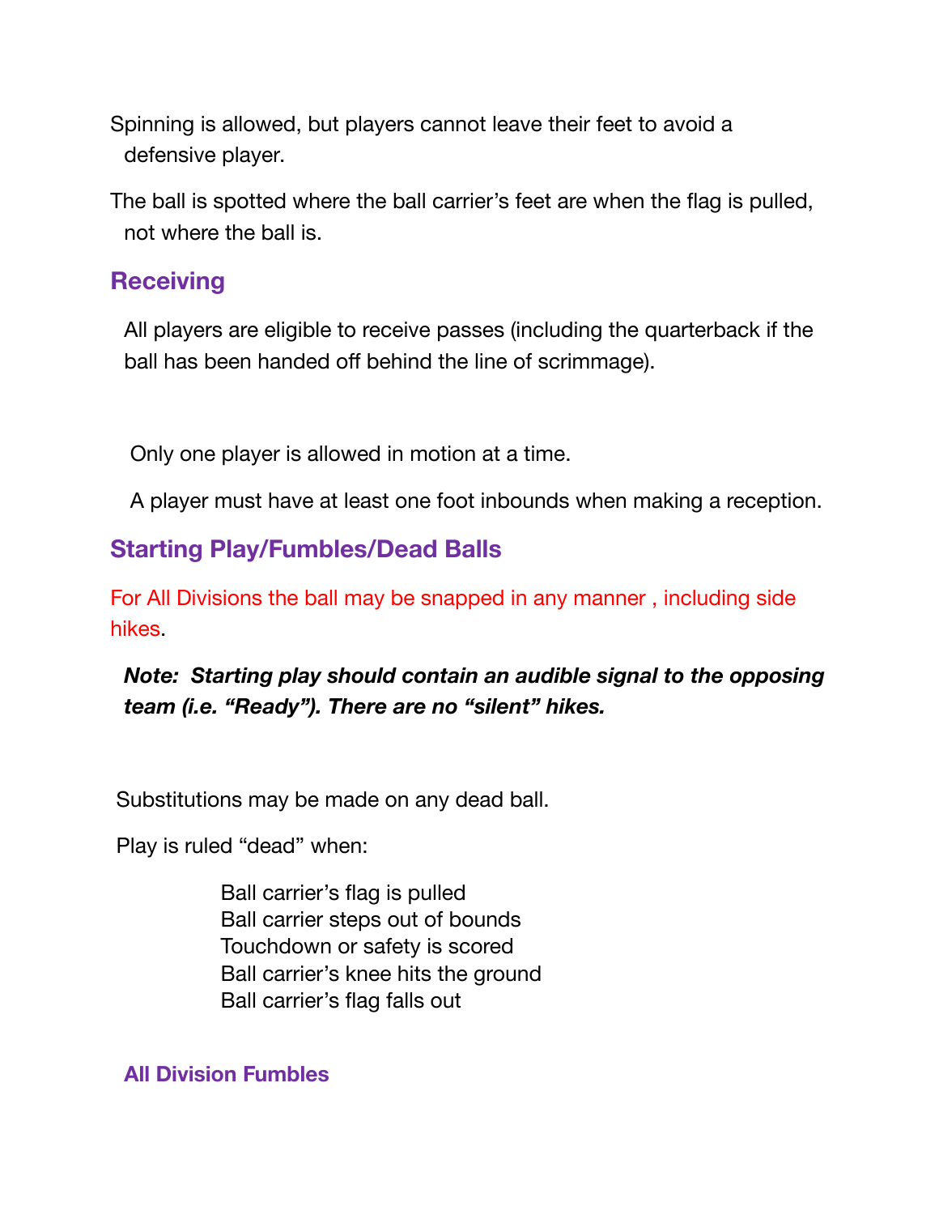Spinning is allowed, but players cannot leave their feet to avoid a defensive player.

The ball is spotted where the ball carrier's feet are when the flag is pulled, not where the ball is.

## Receiving

All players are eligible to receive passes (including the quarterback if the ball has been handed off behind the line of scrimmage).

Only one player is allowed in motion at a time.

A player must have at least one foot inbounds when making a reception.

## Starting Play/Fumbles/Dead Balls

For All Divisions the ball may be snapped in any manner , including side hikes.

***Note: Starting play should contain an audible signal to the opposing team (i.e. "Ready"). There are no "silent" hikes.***

Substitutions may be made on any dead ball.

Play is ruled "dead" when:

- Ball carrier's flag is pulled
- Ball carrier steps out of bounds
- Touchdown or safety is scored
- Ball carrier's knee hits the ground
- Ball carrier's flag falls out

### All Division Fumbles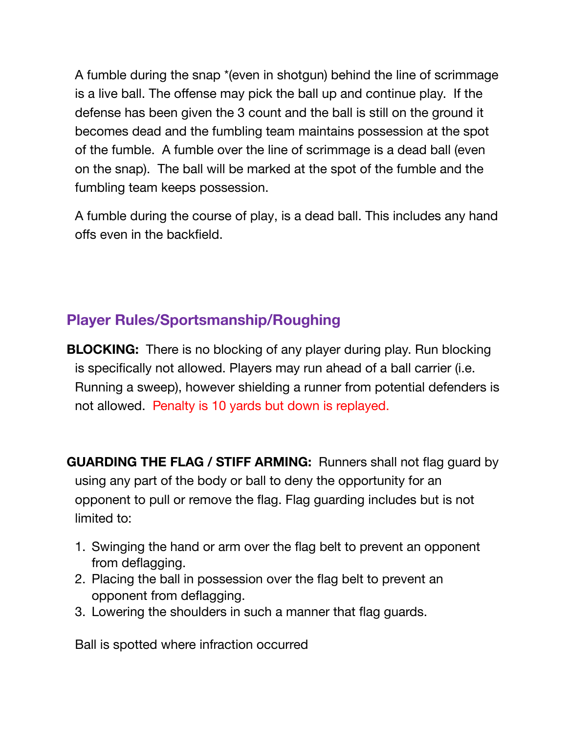A fumble during the snap *(even in shotgun) behind the line of scrimmage is a live ball. The offense may pick the ball up and continue play. If the defense has been given the 3 count and the ball is still on the ground it becomes dead and the fumbling team maintains possession at the spot of the fumble. A fumble over the line of scrimmage is a dead ball (even on the snap). The ball will be marked at the spot of the fumble and the fumbling team keeps possession.

A fumble during the course of play, is a dead ball. This includes any hand offs even in the backfield.

## Player Rules/Sportsmanship/Roughing

**BLOCKING:** There is no blocking of any player during play. Run blocking is specifically not allowed. Players may run ahead of a ball carrier (i.e. Running a sweep), however shielding a runner from potential defenders is not allowed. Penalty is 10 yards but down is replayed.

**GUARDING THE FLAG / STIFF ARMING:** Runners shall not flag guard by using any part of the body or ball to deny the opportunity for an opponent to pull or remove the flag. Flag guarding includes but is not limited to:

1. Swinging the hand or arm over the flag belt to prevent an opponent from deflagging.
2. Placing the ball in possession over the flag belt to prevent an opponent from deflagging.
3. Lowering the shoulders in such a manner that flag guards.

Ball is spotted where infraction occurred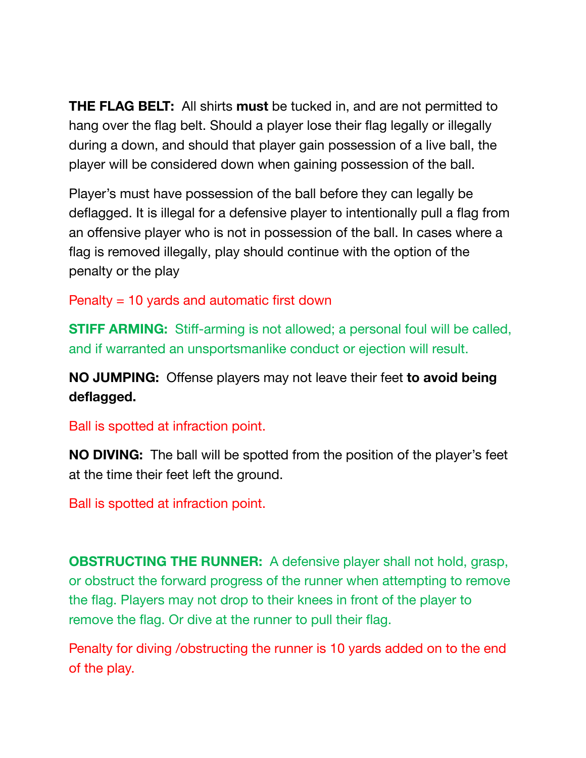**THE FLAG BELT:** All shirts **must** be tucked in, and are not permitted to hang over the flag belt. Should a player lose their flag legally or illegally during a down, and should that player gain possession of a live ball, the player will be considered down when gaining possession of the ball.

Player's must have possession of the ball before they can legally be deflagged. It is illegal for a defensive player to intentionally pull a flag from an offensive player who is not in possession of the ball. In cases where a flag is removed illegally, play should continue with the option of the penalty or the play

Penalty = 10 yards and automatic first down

**STIFF ARMING:** Stiff-arming is not allowed; a personal foul will be called, and if warranted an unsportsmanlike conduct or ejection will result.

**NO JUMPING:** Offense players may not leave their feet **to avoid being deflagged.**

Ball is spotted at infraction point.

**NO DIVING:** The ball will be spotted from the position of the player's feet at the time their feet left the ground.

Ball is spotted at infraction point.

**OBSTRUCTING THE RUNNER:** A defensive player shall not hold, grasp, or obstruct the forward progress of the runner when attempting to remove the flag. Players may not drop to their knees in front of the player to remove the flag. Or dive at the runner to pull their flag.

Penalty for diving /obstructing the runner is 10 yards added on to the end of the play.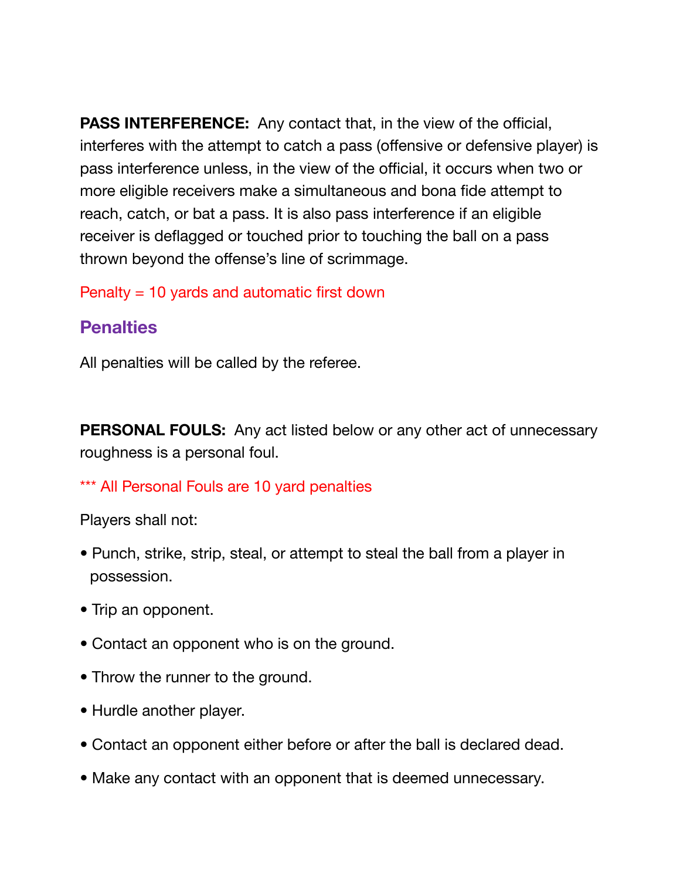**PASS INTERFERENCE:** Any contact that, in the view of the official, interferes with the attempt to catch a pass (offensive or defensive player) is pass interference unless, in the view of the official, it occurs when two or more eligible receivers make a simultaneous and bona fide attempt to reach, catch, or bat a pass. It is also pass interference if an eligible receiver is deflagged or touched prior to touching the ball on a pass thrown beyond the offense's line of scrimmage.

Penalty = 10 yards and automatic first down

## Penalties

All penalties will be called by the referee.

**PERSONAL FOULS:** Any act listed below or any other act of unnecessary roughness is a personal foul.

*** All Personal Fouls are 10 yard penalties

Players shall not:

- Punch, strike, strip, steal, or attempt to steal the ball from a player in possession.
- Trip an opponent.
- Contact an opponent who is on the ground.
- Throw the runner to the ground.
- Hurdle another player.
- Contact an opponent either before or after the ball is declared dead.
- Make any contact with an opponent that is deemed unnecessary.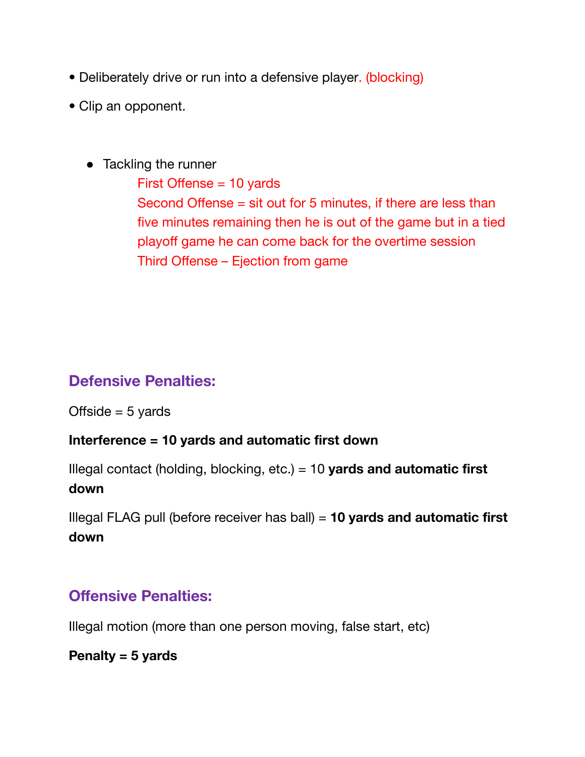- Deliberately drive or run into a defensive player. (blocking)
- Clip an opponent.

  - Tackling the runner

    First Offense = 10 yards

    Second Offense = sit out for 5 minutes, if there are less than five minutes remaining then he is out of the game but in a tied playoff game he can come back for the overtime session

    Third Offense – Ejection from game

### Defensive Penalties:

Offside = 5 yards

**Interference = 10 yards and automatic first down**

Illegal contact (holding, blocking, etc.) = 10 **yards and automatic first down**

Illegal FLAG pull (before receiver has ball) = **10 yards and automatic first down**

### Offensive Penalties:

Illegal motion (more than one person moving, false start, etc)

**Penalty = 5 yards**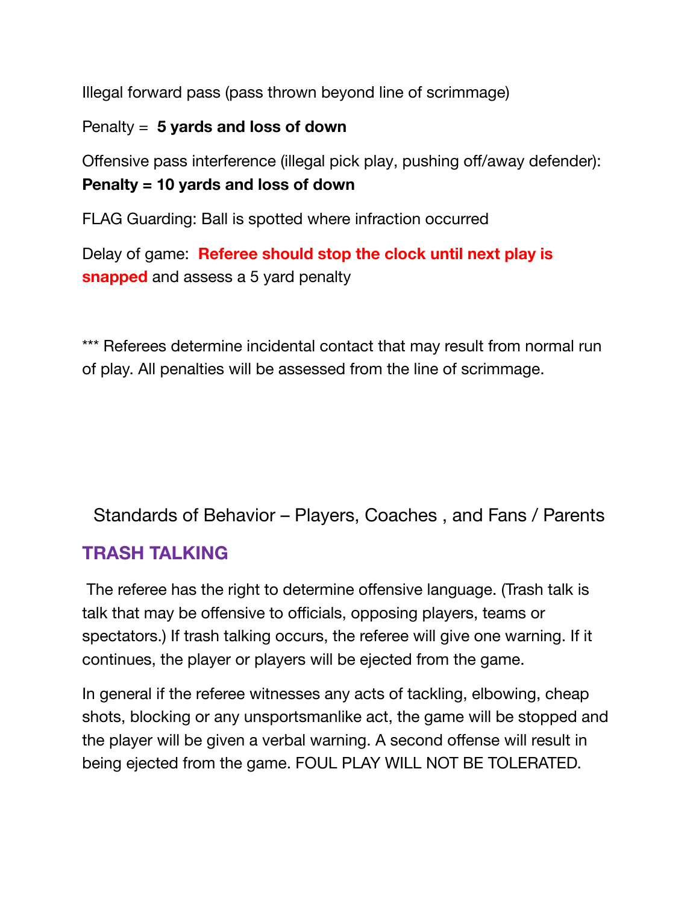Illegal forward pass (pass thrown beyond line of scrimmage)

Penalty = **5 yards and loss of down**

Offensive pass interference (illegal pick play, pushing off/away defender): **Penalty = 10 yards and loss of down**

FLAG Guarding: Ball is spotted where infraction occurred

Delay of game: **Referee should stop the clock until next play is snapped** and assess a 5 yard penalty

*** Referees determine incidental contact that may result from normal run of play. All penalties will be assessed from the line of scrimmage.

## Standards of Behavior – Players, Coaches , and Fans / Parents

### TRASH TALKING

The referee has the right to determine offensive language. (Trash talk is talk that may be offensive to officials, opposing players, teams or spectators.) If trash talking occurs, the referee will give one warning. If it continues, the player or players will be ejected from the game.

In general if the referee witnesses any acts of tackling, elbowing, cheap shots, blocking or any unsportsmanlike act, the game will be stopped and the player will be given a verbal warning. A second offense will result in being ejected from the game. FOUL PLAY WILL NOT BE TOLERATED.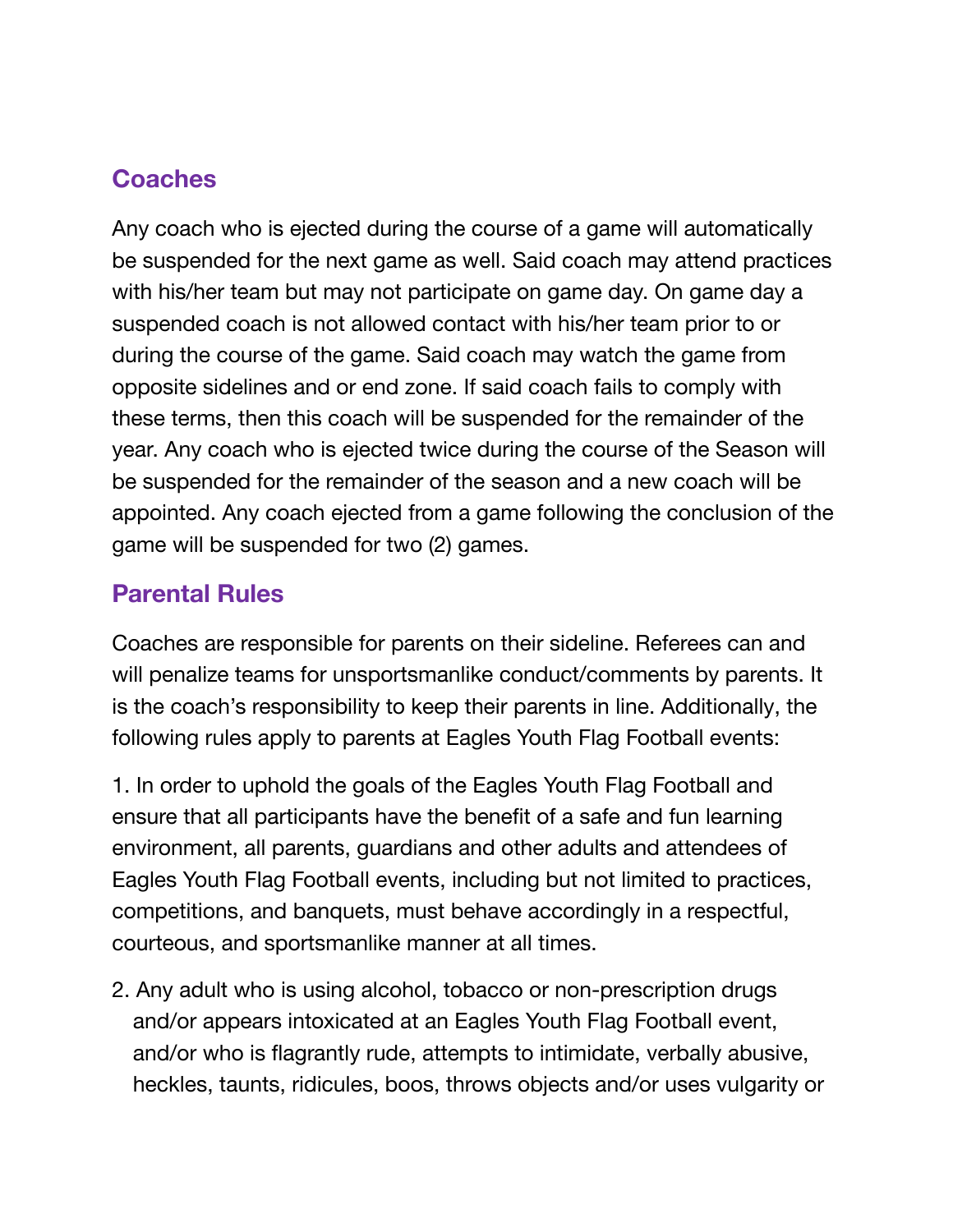## Coaches

Any coach who is ejected during the course of a game will automatically be suspended for the next game as well. Said coach may attend practices with his/her team but may not participate on game day. On game day a suspended coach is not allowed contact with his/her team prior to or during the course of the game. Said coach may watch the game from opposite sidelines and or end zone. If said coach fails to comply with these terms, then this coach will be suspended for the remainder of the year. Any coach who is ejected twice during the course of the Season will be suspended for the remainder of the season and a new coach will be appointed. Any coach ejected from a game following the conclusion of the game will be suspended for two (2) games.

## Parental Rules

Coaches are responsible for parents on their sideline. Referees can and will penalize teams for unsportsmanlike conduct/comments by parents. It is the coach's responsibility to keep their parents in line. Additionally, the following rules apply to parents at Eagles Youth Flag Football events:

1. In order to uphold the goals of the Eagles Youth Flag Football and ensure that all participants have the benefit of a safe and fun learning environment, all parents, guardians and other adults and attendees of Eagles Youth Flag Football events, including but not limited to practices, competitions, and banquets, must behave accordingly in a respectful, courteous, and sportsmanlike manner at all times.

2. Any adult who is using alcohol, tobacco or non-prescription drugs and/or appears intoxicated at an Eagles Youth Flag Football event, and/or who is flagrantly rude, attempts to intimidate, verbally abusive, heckles, taunts, ridicules, boos, throws objects and/or uses vulgarity or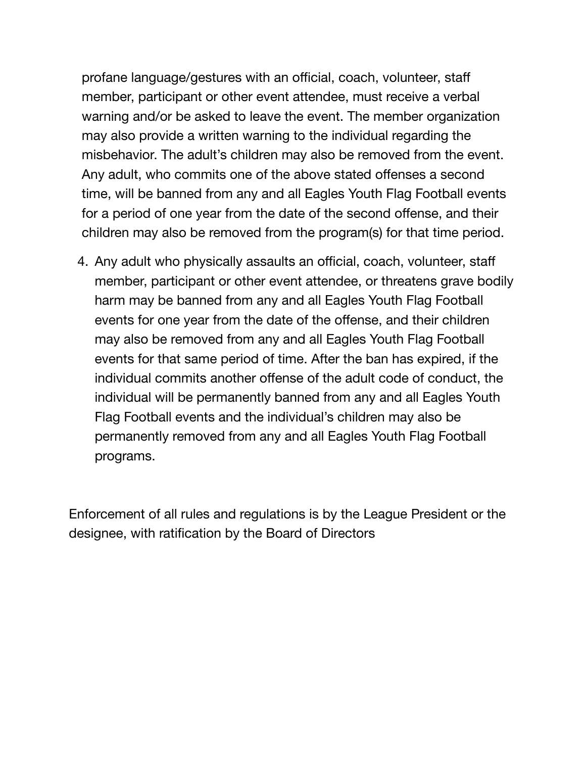profane language/gestures with an official, coach, volunteer, staff member, participant or other event attendee, must receive a verbal warning and/or be asked to leave the event. The member organization may also provide a written warning to the individual regarding the misbehavior. The adult's children may also be removed from the event. Any adult, who commits one of the above stated offenses a second time, will be banned from any and all Eagles Youth Flag Football events for a period of one year from the date of the second offense, and their children may also be removed from the program(s) for that time period.

4. Any adult who physically assaults an official, coach, volunteer, staff member, participant or other event attendee, or threatens grave bodily harm may be banned from any and all Eagles Youth Flag Football events for one year from the date of the offense, and their children may also be removed from any and all Eagles Youth Flag Football events for that same period of time. After the ban has expired, if the individual commits another offense of the adult code of conduct, the individual will be permanently banned from any and all Eagles Youth Flag Football events and the individual's children may also be permanently removed from any and all Eagles Youth Flag Football programs.

Enforcement of all rules and regulations is by the League President or the designee, with ratification by the Board of Directors